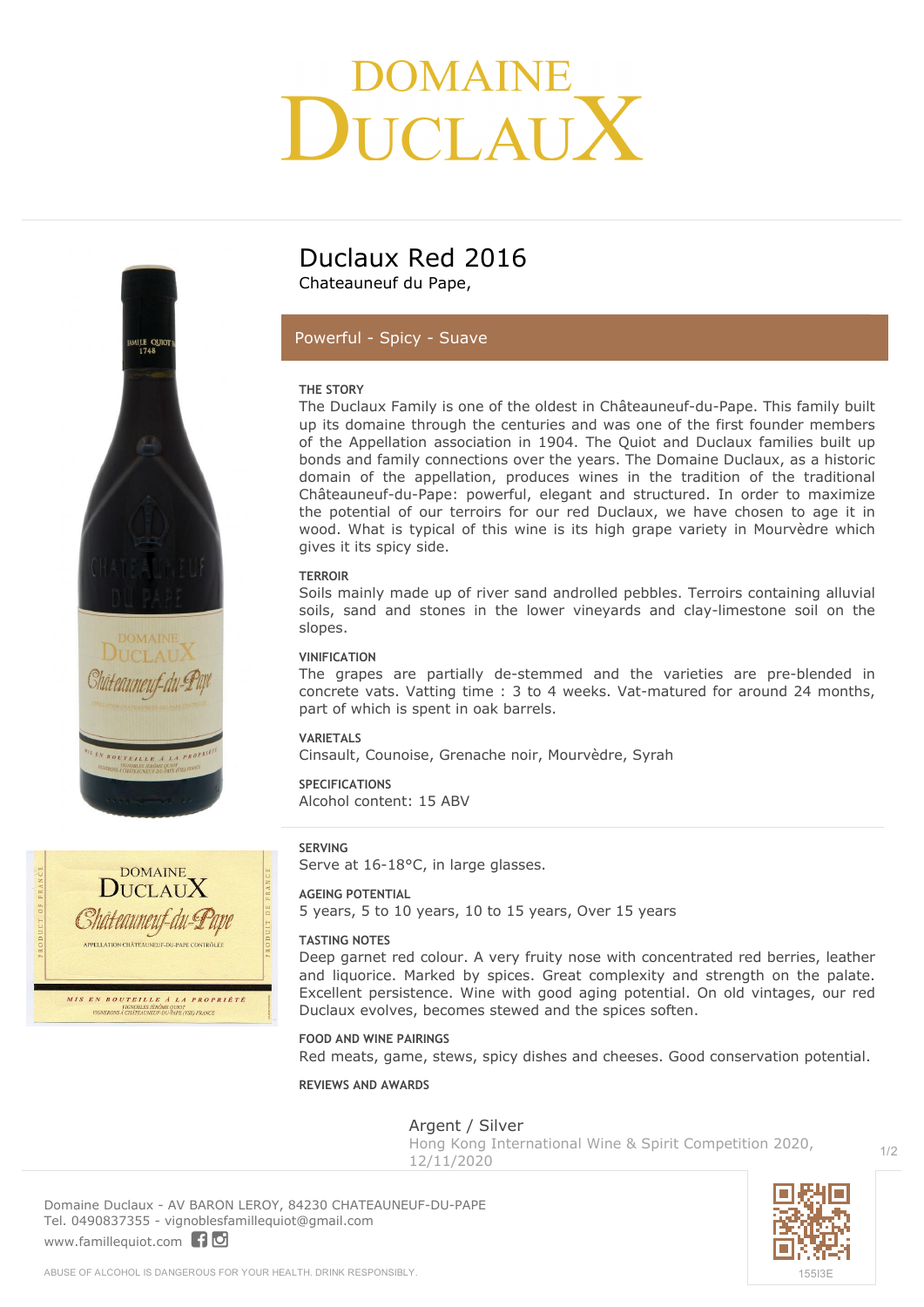# DOMAINE DUCLAUX

## Duclaux Red 2016

Chateauneuf du Pape,

**Powerful - Spicy - Suave**

### THE STORY

The Duclaux Family is one of the oldest in Châteauneuf-du-Pape. This family built up its domaine through the centuries and was one of the first founder members of the Appellation association in 1904. The Quiot and Duclaux families built up bonds and family connections over the years. The Domaine Duclaux, as a historic domain of the appellation, produces wines in the tradition of the traditional Châteauneuf-du-Pape: powerful, elegant and structured. In order to maximize the potential of our terroirs for our red Duclaux, we have chosen to age it in wood. What is typical of this wine is its high grape variety in Mourvèdre which gives it its spicy side.

### TERROIR

Soils mainly made up of river sand androlled pebbles. Terroirs containing alluvial soils, sand and stones in the lower vineyards and clay-limestone soil on the slopes.

### VINIFICATION

The grapes are partially de-stemmed and the varieties are pre-blended in concrete vats. Vatting time : 3 to 4 weeks. Vat-matured for around 24 months, part of which is spent in oak barrels.

### VARIETALS

Cinsault, Counoise, Grenache noir, Mourvèdre, Syrah

### SPECIFICATIONS

Alcohol content: 15 ABV

### SERVING

Serve at 16-18°C, in large glasses.

### AGEING POTENTIAL

5 years, 5 to 10 years, 10 to 15 years, Over 15 years

### TASTING NOTES

Deep garnet red colour. A very fruity nose with concentrated red berries, leather and liquorice. Marked by spices. Great complexity and strength on the palate. Excellent persistence. Wine with good aging potential. On old vintages, our red Duclaux evolves, becomes stewed and the spices soften.

### FOOD AND WINE PAIRINGS

Red meats, game, stews, spicy dishes and cheeses. Good conservation potential.

### REVIEWS AND AWARDS

Argent / Silver
Hong Kong International Wine & Spirit Competition 2020, 12/11/2020

Domaine Duclaux - AV BARON LEROY, 84230 CHATEAUNEUF-DU-PAPE
Tel. 0490837355 - vignoblesfamillequiot@gmail.com
www.famillequiot.com

155I3E

ABUSE OF ALCOHOL IS DANGEROUS FOR YOUR HEALTH. DRINK RESPONSIBLY.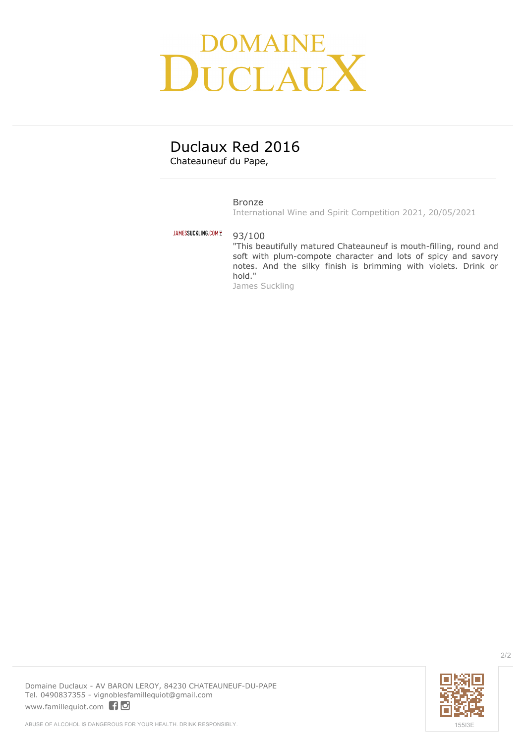# DOMAINE DUCLAUX

## Duclaux Red 2016

Chateauneuf du Pape,

Bronze

International Wine and Spirit Competition 2021, 20/05/2021

JAMESSUCKLING.COM

93/100

"This beautifully matured Chateauneuf is mouth-filling, round and soft with plum-compote character and lots of spicy and savory notes. And the silky finish is brimming with violets. Drink or hold."

James Suckling

Domaine Duclaux - AV BARON LEROY, 84230 CHATEAUNEUF-DU-PAPE
Tel. 0490837355 - vignoblesfamillequiot@gmail.com
www.famillequiot.com

ABUSE OF ALCOHOL IS DANGEROUS FOR YOUR HEALTH. DRINK RESPONSIBLY.

155I3E